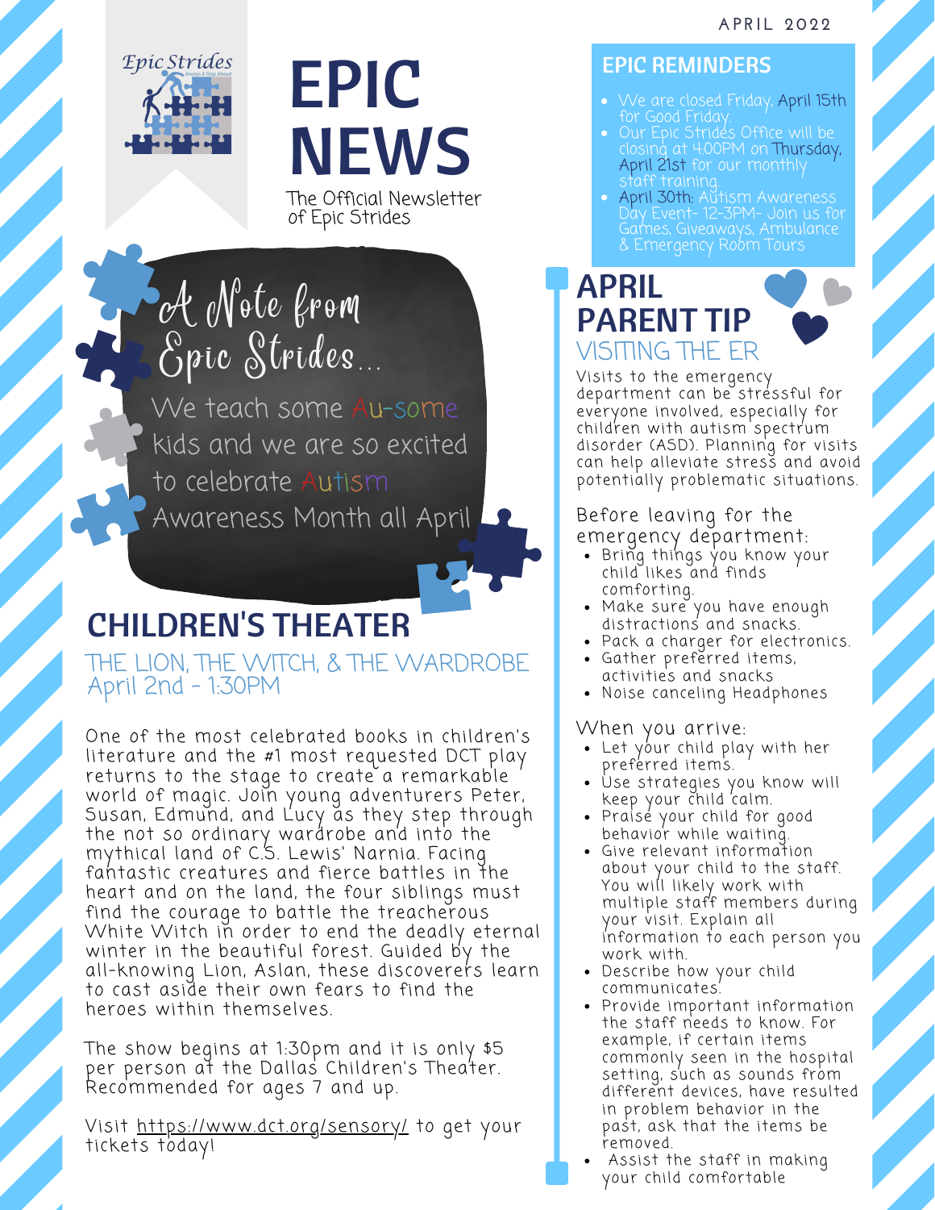APRIL 2022

# EPIC NEWS

The Official Newsletter of Epic Strides

## A Note from Epic Strides...

We teach some Au-some kids and we are so excited to celebrate Autism Awareness Month all April

## CHILDREN'S THEATER

### THE LION, THE WITCH, & THE WARDROBE

April 2nd - 1:30PM

One of the most celebrated books in children's literature and the #1 most requested DCT play returns to the stage to create a remarkable world of magic. Join young adventurers Peter, Susan, Edmund, and Lucy as they step through the not so ordinary wardrobe and into the mythical land of C.S. Lewis' Narnia. Facing fantastic creatures and fierce battles in the heart and on the land, the four siblings must find the courage to battle the treacherous White Witch in order to end the deadly eternal winter in the beautiful forest. Guided by the all-knowing Lion, Aslan, these discoverers learn to cast aside their own fears to find the heroes within themselves.

The show begins at 1:30pm and it is only $5 per person at the Dallas Children's Theater. Recommended for ages 7 and up.

Visit https://www.dct.org/sensory/ to get your tickets today!

## EPIC REMINDERS

- We are closed Friday, April 15th for Good Friday.
- Our Epic Strides Office will be closing at 4:00PM on Thursday, April 21st for our monthly staff training.
- April 30th: Autism Awareness Day Event- 12-3PM- Join us for Games, Giveaways, Ambulance & Emergency Room Tours

## APRIL PARENT TIP

### VISITING THE ER

Visits to the emergency department can be stressful for everyone involved, especially for children with autism spectrum disorder (ASD). Planning for visits can help alleviate stress and avoid potentially problematic situations.

Before leaving for the emergency department:

- Bring things you know your child likes and finds comforting.
- Make sure you have enough distractions and snacks.
- Pack a charger for electronics.
- Gather preferred items, activities and snacks
- Noise canceling Headphones

When you arrive:

- Let your child play with her preferred items.
- Use strategies you know will keep your child calm.
- Praise your child for good behavior while waiting.
- Give relevant information about your child to the staff. You will likely work with multiple staff members during your visit. Explain all information to each person you work with.
- Describe how your child communicates.
- Provide important information the staff needs to know. For example, if certain items commonly seen in the hospital setting, such as sounds from different devices, have resulted in problem behavior in the past, ask that the items be removed.
- Assist the staff in making your child comfortable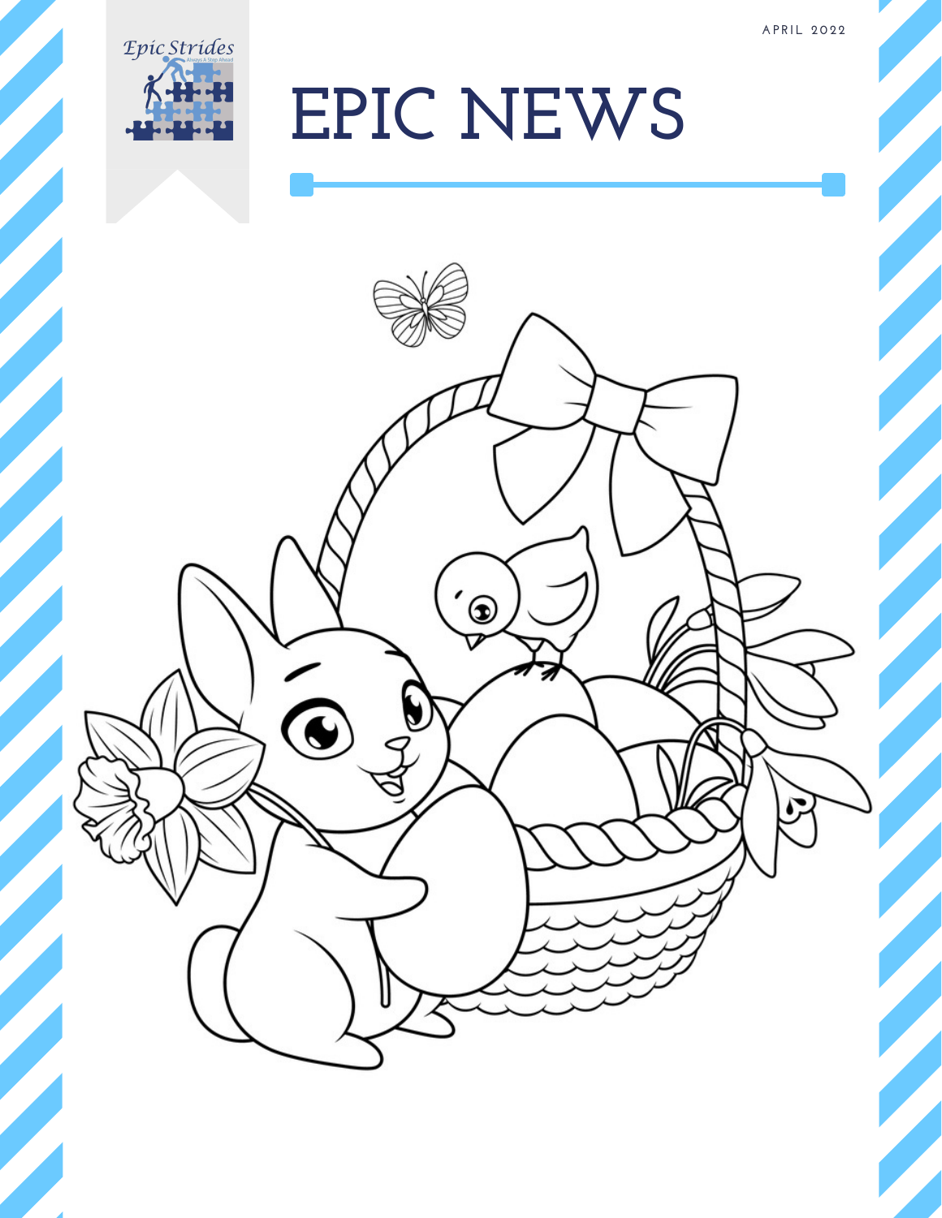APRIL 2022

# EPIC NEWS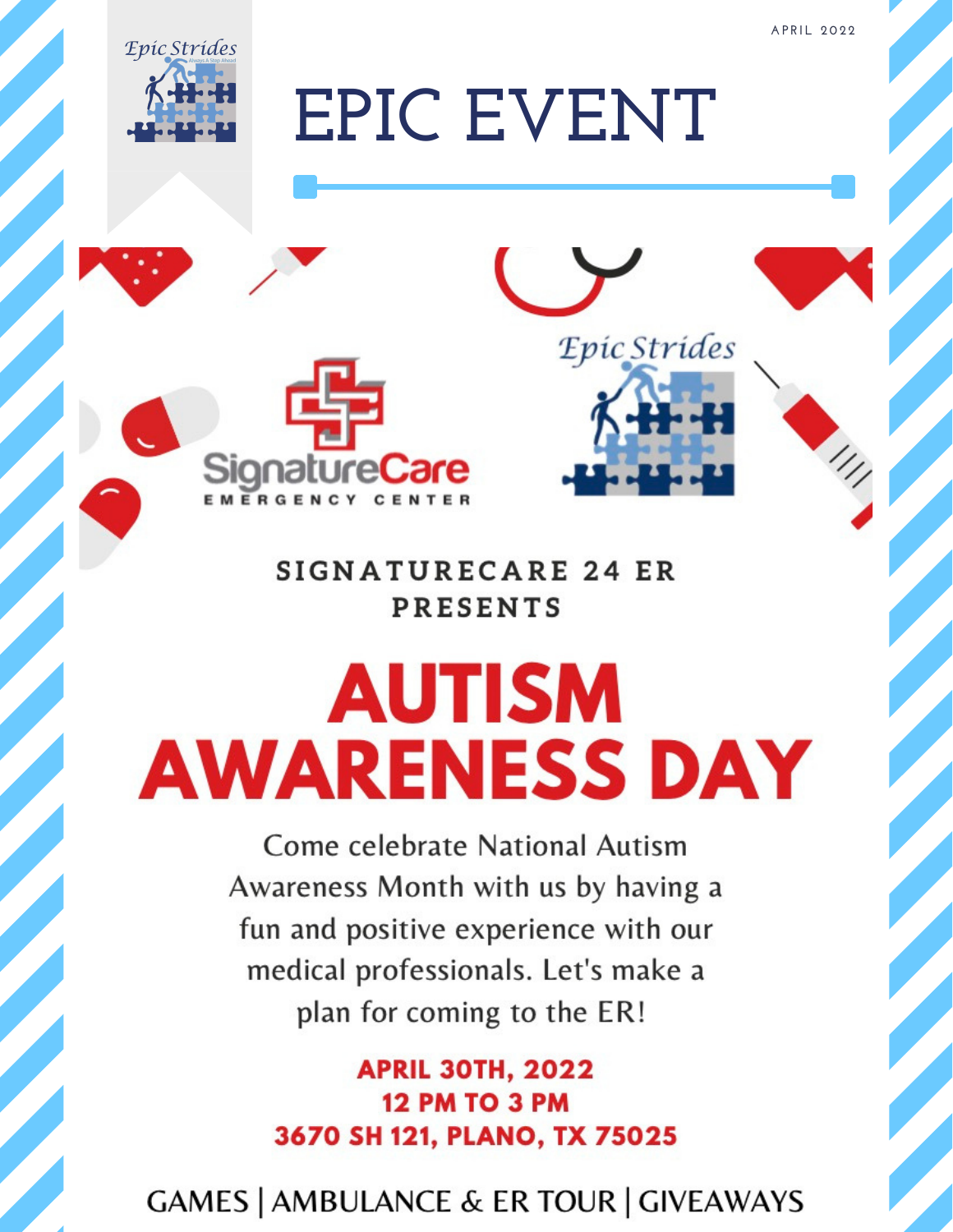APRIL 2022

# EPIC EVENT

SignatureCare EMERGENCY CENTER

Epic Strides

**SIGNATURECARE 24 ER PRESENTS**

# AUTISM AWARENESS DAY

Come celebrate National Autism Awareness Month with us by having a fun and positive experience with our medical professionals. Let's make a plan for coming to the ER!

**APRIL 30TH, 2022**
**12 PM TO 3 PM**
**3670 SH 121, PLANO, TX 75025**

GAMES | AMBULANCE & ER TOUR | GIVEAWAYS